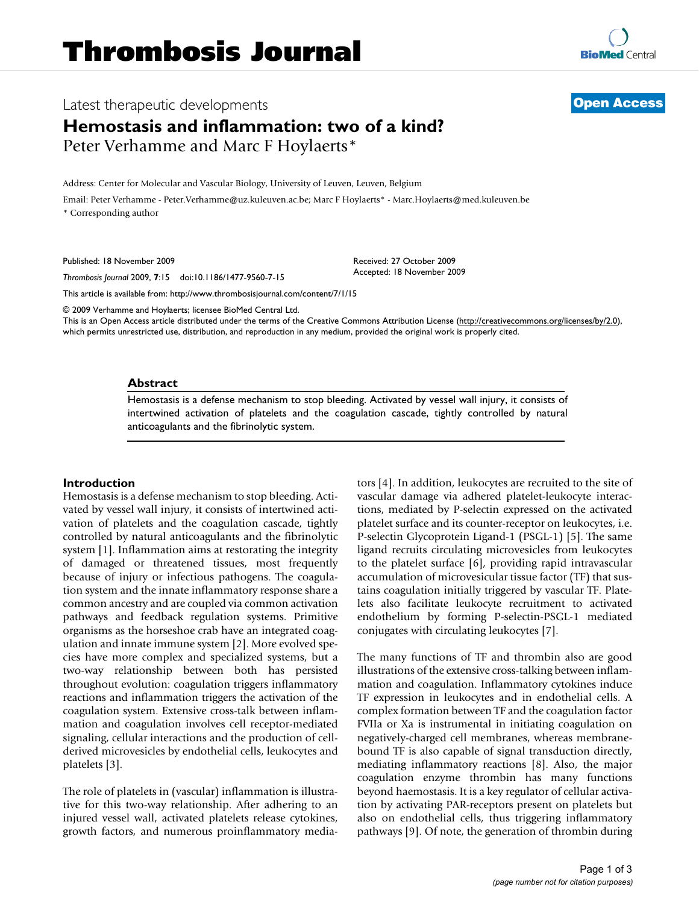# Thrombosis Journal

Latest therapeutic developments

**Open Access**

## Hemostasis and inflammation: two of a kind?

Peter Verhamme and Marc F Hoylaerts*

Address: Center for Molecular and Vascular Biology, University of Leuven, Leuven, Belgium

Email: Peter Verhamme - Peter.Verhamme@uz.kuleuven.ac.be; Marc F Hoylaerts* - Marc.Hoylaerts@med.kuleuven.be

\* Corresponding author

Published: 18 November 2009

*Thrombosis Journal* 2009, **7**:15 doi:10.1186/1477-9560-7-15

Received: 27 October 2009
Accepted: 18 November 2009

This article is available from: http://www.thrombosisjournal.com/content/7/1/15

© 2009 Verhamme and Hoylaerts; licensee BioMed Central Ltd.
This is an Open Access article distributed under the terms of the Creative Commons Attribution License (http://creativecommons.org/licenses/by/2.0), which permits unrestricted use, distribution, and reproduction in any medium, provided the original work is properly cited.

### Abstract

Hemostasis is a defense mechanism to stop bleeding. Activated by vessel wall injury, it consists of intertwined activation of platelets and the coagulation cascade, tightly controlled by natural anticoagulants and the fibrinolytic system.

### Introduction

Hemostasis is a defense mechanism to stop bleeding. Activated by vessel wall injury, it consists of intertwined activation of platelets and the coagulation cascade, tightly controlled by natural anticoagulants and the fibrinolytic system [1]. Inflammation aims at restoring the integrity of damaged or threatened tissues, most frequently because of injury or infectious pathogens. The coagulation system and the innate inflammatory response share a common ancestry and are coupled via common activation pathways and feedback regulation systems. Primitive organisms as the horseshoe crab have an integrated coagulation and innate immune system [2]. More evolved species have more complex and specialized systems, but a two-way relationship between both has persisted throughout evolution: coagulation triggers inflammatory reactions and inflammation triggers the activation of the coagulation system. Extensive cross-talk between inflammation and coagulation involves cell receptor-mediated signaling, cellular interactions and the production of cell-derived microvesicles by endothelial cells, leukocytes and platelets [3].

The role of platelets in (vascular) inflammation is illustrative for this two-way relationship. After adhering to an injured vessel wall, activated platelets release cytokines, growth factors, and numerous proinflammatory mediators [4]. In addition, leukocytes are recruited to the site of vascular damage via adhered platelet-leukocyte interactions, mediated by P-selectin expressed on the activated platelet surface and its counter-receptor on leukocytes, i.e. P-selectin Glycoprotein Ligand-1 (PSGL-1) [5]. The same ligand recruits circulating microvesicles from leukocytes to the platelet surface [6], providing rapid intravascular accumulation of microvesicular tissue factor (TF) that sustains coagulation initially triggered by vascular TF. Platelets also facilitate leukocyte recruitment to activated endothelium by forming P-selectin-PSGL-1 mediated conjugates with circulating leukocytes [7].

The many functions of TF and thrombin also are good illustrations of the extensive cross-talking between inflammation and coagulation. Inflammatory cytokines induce TF expression in leukocytes and in endothelial cells. A complex formation between TF and the coagulation factor FVIIa or Xa is instrumental in initiating coagulation on negatively-charged cell membranes, whereas membrane-bound TF is also capable of signal transduction directly, mediating inflammatory reactions [8]. Also, the major coagulation enzyme thrombin has many functions beyond haemostasis. It is a key regulator of cellular activation by activating PAR-receptors present on platelets but also on endothelial cells, thus triggering inflammatory pathways [9]. Of note, the generation of thrombin during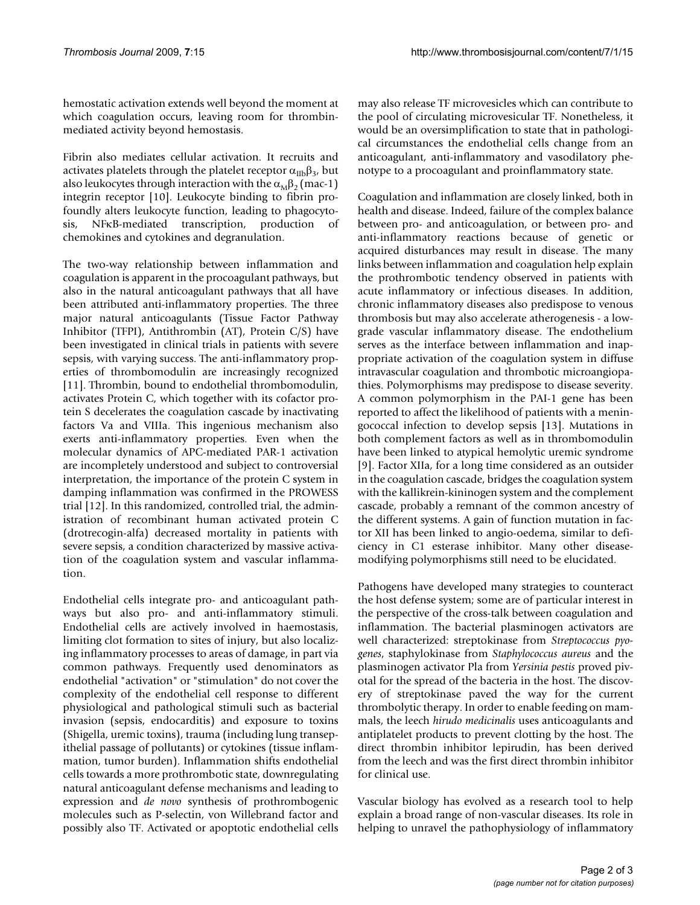hemostatic activation extends well beyond the moment at which coagulation occurs, leaving room for thrombin-mediated activity beyond hemostasis.

Fibrin also mediates cellular activation. It recruits and activates platelets through the platelet receptor $\alpha_{IIb}\beta_3$, but also leukocytes through interaction with the $\alpha_M\beta_2$ (mac-1) integrin receptor [10]. Leukocyte binding to fibrin profoundly alters leukocyte function, leading to phagocytosis, NFκB-mediated transcription, production of chemokines and cytokines and degranulation.

The two-way relationship between inflammation and coagulation is apparent in the procoagulant pathways, but also in the natural anticoagulant pathways that all have been attributed anti-inflammatory properties. The three major natural anticoagulants (Tissue Factor Pathway Inhibitor (TFPI), Antithrombin (AT), Protein C/S) have been investigated in clinical trials in patients with severe sepsis, with varying success. The anti-inflammatory properties of thrombomodulin are increasingly recognized [11]. Thrombin, bound to endothelial thrombomodulin, activates Protein C, which together with its cofactor protein S decelerates the coagulation cascade by inactivating factors Va and VIIIa. This ingenious mechanism also exerts anti-inflammatory properties. Even when the molecular dynamics of APC-mediated PAR-1 activation are incompletely understood and subject to controversial interpretation, the importance of the protein C system in damping inflammation was confirmed in the PROWESS trial [12]. In this randomized, controlled trial, the administration of recombinant human activated protein C (drotrecogin-alfa) decreased mortality in patients with severe sepsis, a condition characterized by massive activation of the coagulation system and vascular inflammation.

Endothelial cells integrate pro- and anticoagulant pathways but also pro- and anti-inflammatory stimuli. Endothelial cells are actively involved in haemostasis, limiting clot formation to sites of injury, but also localizing inflammatory processes to areas of damage, in part via common pathways. Frequently used denominators as endothelial "activation" or "stimulation" do not cover the complexity of the endothelial cell response to different physiological and pathological stimuli such as bacterial invasion (sepsis, endocarditis) and exposure to toxins (Shigella, uremic toxins), trauma (including lung transepithelial passage of pollutants) or cytokines (tissue inflammation, tumor burden). Inflammation shifts endothelial cells towards a more prothrombotic state, downregulating natural anticoagulant defense mechanisms and leading to expression and *de novo* synthesis of prothrombogenic molecules such as P-selectin, von Willebrand factor and possibly also TF. Activated or apoptotic endothelial cells may also release TF microvesicles which can contribute to the pool of circulating microvesicular TF. Nonetheless, it would be an oversimplification to state that in pathological circumstances the endothelial cells change from an anticoagulant, anti-inflammatory and vasodilatory phenotype to a procoagulant and proinflammatory state.

Coagulation and inflammation are closely linked, both in health and disease. Indeed, failure of the complex balance between pro- and anticoagulation, or between pro- and anti-inflammatory reactions because of genetic or acquired disturbances may result in disease. The many links between inflammation and coagulation help explain the prothrombotic tendency observed in patients with acute inflammatory or infectious diseases. In addition, chronic inflammatory diseases also predispose to venous thrombosis but may also accelerate atherogenesis - a low-grade vascular inflammatory disease. The endothelium serves as the interface between inflammation and inappropriate activation of the coagulation system in diffuse intravascular coagulation and thrombotic microangiopathies. Polymorphisms may predispose to disease severity. A common polymorphism in the PAI-1 gene has been reported to affect the likelihood of patients with a meningococcal infection to develop sepsis [13]. Mutations in both complement factors as well as in thrombomodulin have been linked to atypical hemolytic uremic syndrome [9]. Factor XIIa, for a long time considered as an outsider in the coagulation cascade, bridges the coagulation system with the kallikrein-kininogen system and the complement cascade, probably a remnant of the common ancestry of the different systems. A gain of function mutation in factor XII has been linked to angio-oedema, similar to deficiency in C1 esterase inhibitor. Many other disease-modifying polymorphisms still need to be elucidated.

Pathogens have developed many strategies to counteract the host defense system; some are of particular interest in the perspective of the cross-talk between coagulation and inflammation. The bacterial plasminogen activators are well characterized: streptokinase from *Streptococcus pyogenes*, staphylokinase from *Staphylococcus aureus* and the plasminogen activator Pla from *Yersinia pestis* proved pivotal for the spread of the bacteria in the host. The discovery of streptokinase paved the way for the current thrombolytic therapy. In order to enable feeding on mammals, the leech *hirudo medicinalis* uses anticoagulants and antiplatelet products to prevent clotting by the host. The direct thrombin inhibitor lepirudin, has been derived from the leech and was the first direct thrombin inhibitor for clinical use.

Vascular biology has evolved as a research tool to help explain a broad range of non-vascular diseases. Its role in helping to unravel the pathophysiology of inflammatory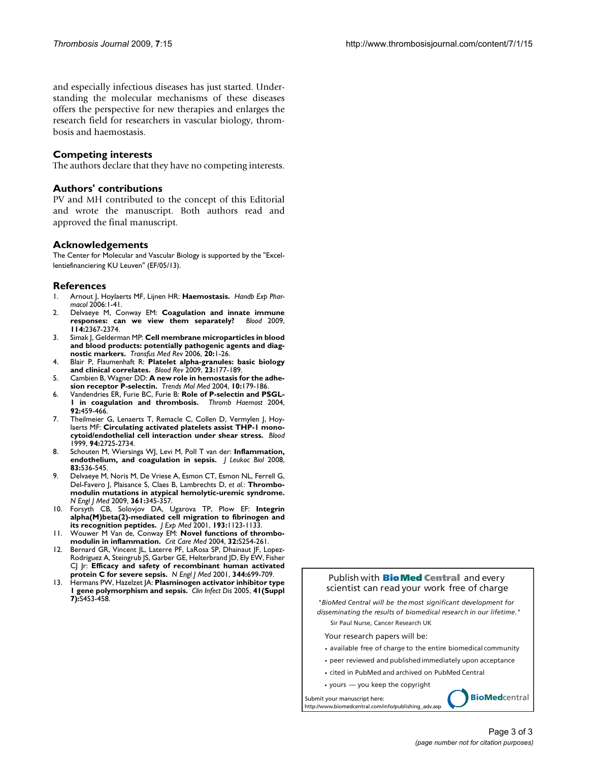and especially infectious diseases has just started. Understanding the molecular mechanisms of these diseases offers the perspective for new therapies and enlarges the research field for researchers in vascular biology, thrombosis and haemostasis.

## Competing interests

The authors declare that they have no competing interests.

## Authors' contributions

PV and MH contributed to the concept of this Editorial and wrote the manuscript. Both authors read and approved the final manuscript.

## Acknowledgements

The Center for Molecular and Vascular Biology is supported by the "Excellentiefinanciering KU Leuven" (EF/05/13).

## References

1. Arnout J, Hoylaerts MF, Lijnen HR: **Haemostasis.** *Handb Exp Pharmacol* 2006:1-41.
2. Delvaeye M, Conway EM: **Coagulation and innate immune responses: can we view them separately?** *Blood* 2009, **114:**2367-2374.
3. Simak J, Gelderman MP: **Cell membrane microparticles in blood and blood products: potentially pathogenic agents and diagnostic markers.** *Transfus Med Rev* 2006, **20:**1-26.
4. Blair P, Flaumenhaft R: **Platelet alpha-granules: basic biology and clinical correlates.** *Blood Rev* 2009, **23:**177-189.
5. Cambien B, Wagner DD: **A new role in hemostasis for the adhesion receptor P-selectin.** *Trends Mol Med* 2004, **10:**179-186.
6. Vandendries ER, Furie BC, Furie B: **Role of P-selectin and PSGL-1 in coagulation and thrombosis.** *Thromb Haemost* 2004, **92:**459-466.
7. Theilmeier G, Lenaerts T, Remacle C, Collen D, Vermylen J, Hoylaerts MF: **Circulating activated platelets assist THP-1 monocytoid/endothelial cell interaction under shear stress.** *Blood* 1999, **94:**2725-2734.
8. Schouten M, Wiersinga WJ, Levi M, Poll T van der: **Inflammation, endothelium, and coagulation in sepsis.** *J Leukoc Biol* 2008, **83:**536-545.
9. Delvaeye M, Noris M, De Vriese A, Esmon CT, Esmon NL, Ferrell G, Del-Favero J, Plaisance S, Claes B, Lambrechts D, *et al.*: **Thrombomodulin mutations in atypical hemolytic-uremic syndrome.** *N Engl J Med* 2009, **361:**345-357.
10. Forsyth CB, Solovjov DA, Ugarova TP, Plow EF: **Integrin alpha(M)beta(2)-mediated cell migration to fibrinogen and its recognition peptides.** *J Exp Med* 2001, **193:**1123-1133.
11. Wouwer M Van de, Conway EM: **Novel functions of thrombomodulin in inflammation.** *Crit Care Med* 2004, **32:**S254-261.
12. Bernard GR, Vincent JL, Laterre PF, LaRosa SP, Dhainaut JF, Lopez-Rodriguez A, Steingrub JS, Garber GE, Helterbrand JD, Ely EW, Fisher CJ Jr: **Efficacy and safety of recombinant human activated protein C for severe sepsis.** *N Engl J Med* 2001, **344:**699-709.
13. Hermans PW, Hazelzet JA: **Plasminogen activator inhibitor type 1 gene polymorphism and sepsis.** *Clin Infect Dis* 2005, **41(Suppl 7):**S453-458.

Publish with **BioMed Central** and every scientist can read your work free of charge

*"BioMed Central will be the most significant development for disseminating the results of biomedical research in our lifetime."*

Sir Paul Nurse, Cancer Research UK

Your research papers will be:

- available free of charge to the entire biomedical community
- peer reviewed and published immediately upon acceptance
- cited in PubMed and archived on PubMed Central
- yours — you keep the copyright

Submit your manuscript here:
http://www.biomedcentral.com/info/publishing_adv.asp

BioMedcentral